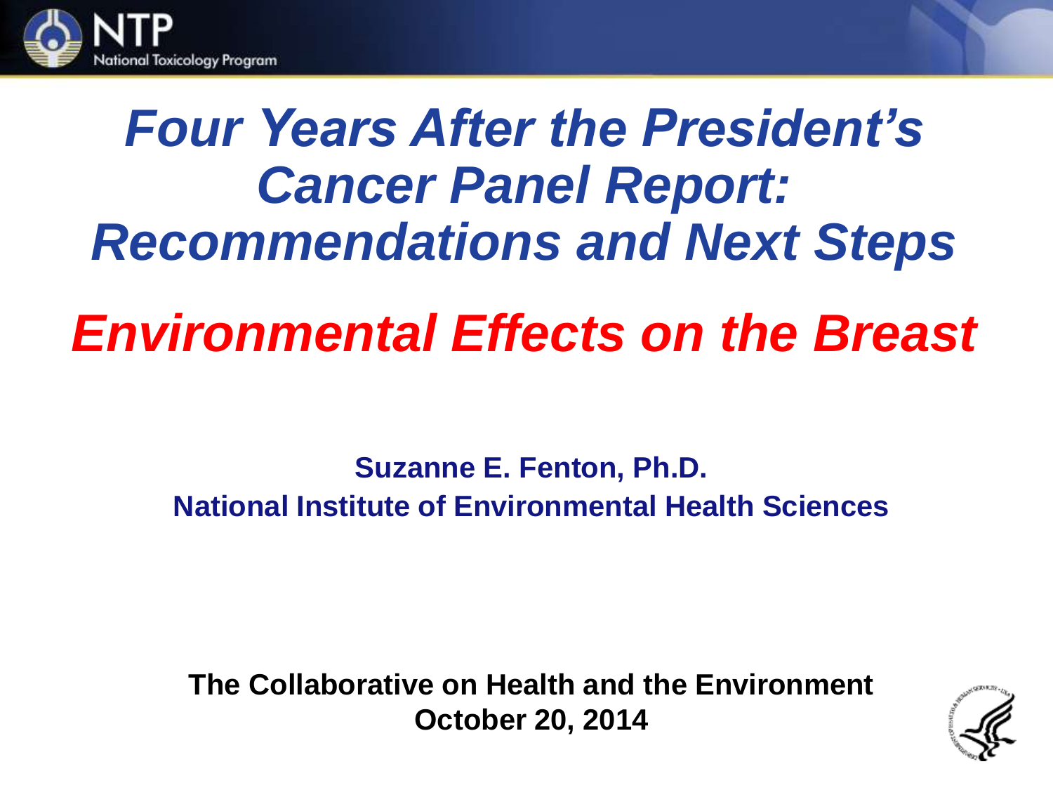# *Four Years After the President's Cancer Panel Report: Recommendations and Next Steps*

## *Environmental Effects on the Breast*

**Suzanne E. Fenton, Ph.D.**
**National Institute of Environmental Health Sciences**

**The Collaborative on Health and the Environment**
**October 20, 2014**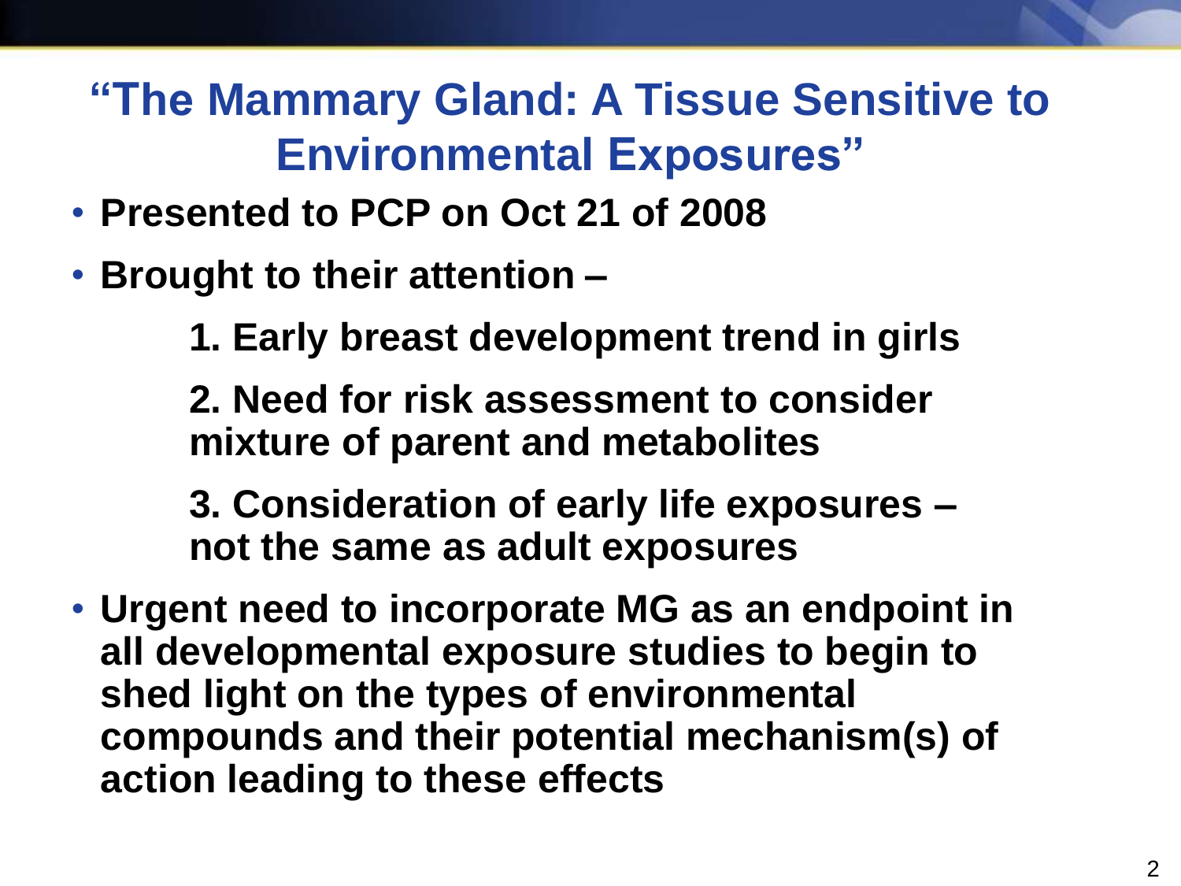# “The Mammary Gland: A Tissue Sensitive to Environmental Exposures”

- **Presented to PCP on Oct 21 of 2008**
- **Brought to their attention –**
  
  **1. Early breast development trend in girls**
  
  **2. Need for risk assessment to consider mixture of parent and metabolites**
  
  **3. Consideration of early life exposures – not the same as adult exposures**
- **Urgent need to incorporate MG as an endpoint in all developmental exposure studies to begin to shed light on the types of environmental compounds and their potential mechanism(s) of action leading to these effects**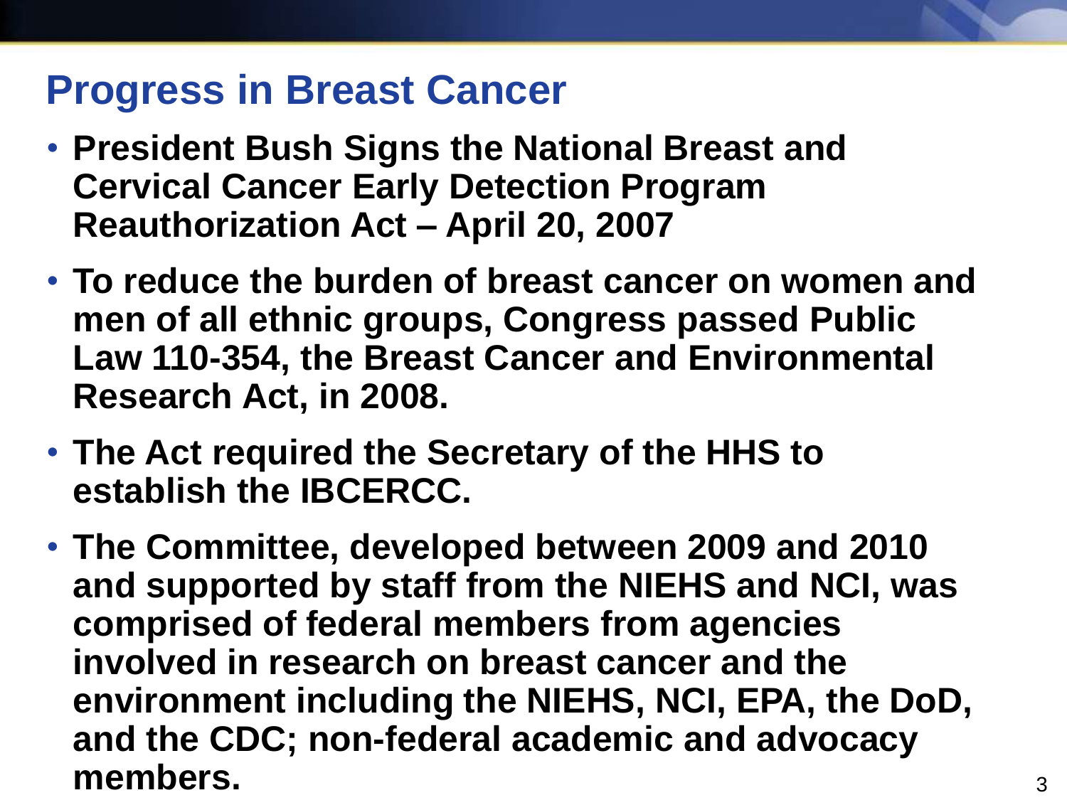# Progress in Breast Cancer

- **President Bush Signs the National Breast and Cervical Cancer Early Detection Program Reauthorization Act – April 20, 2007**
- **To reduce the burden of breast cancer on women and men of all ethnic groups, Congress passed Public Law 110-354, the Breast Cancer and Environmental Research Act, in 2008.**
- **The Act required the Secretary of the HHS to establish the IBCERCC.**
- **The Committee, developed between 2009 and 2010 and supported by staff from the NIEHS and NCI, was comprised of federal members from agencies involved in research on breast cancer and the environment including the NIEHS, NCI, EPA, the DoD, and the CDC; non-federal academic and advocacy members.**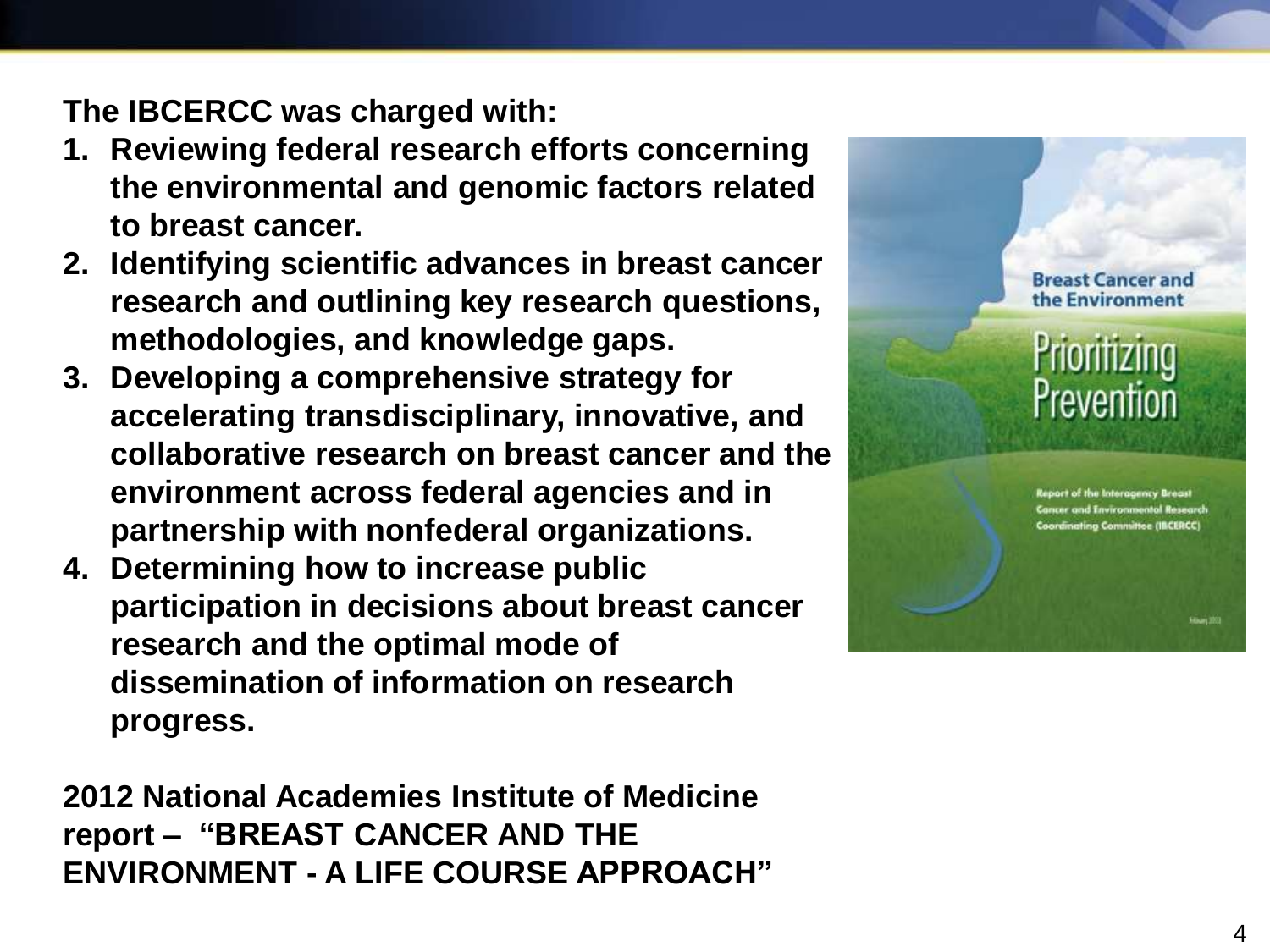**The IBCERCC was charged with:**

1. **Reviewing federal research efforts concerning the environmental and genomic factors related to breast cancer.**
2. **Identifying scientific advances in breast cancer research and outlining key research questions, methodologies, and knowledge gaps.**
3. **Developing a comprehensive strategy for accelerating transdisciplinary, innovative, and collaborative research on breast cancer and the environment across federal agencies and in partnership with nonfederal organizations.**
4. **Determining how to increase public participation in decisions about breast cancer research and the optimal mode of dissemination of information on research progress.**

**2012 National Academies Institute of Medicine report – "BREAST CANCER AND THE ENVIRONMENT - A LIFE COURSE APPROACH"**

Breast Cancer and the Environment

Prioritizing Prevention

Report of the Interagency Breast Cancer and Environmental Research Coordinating Committee (IBCERCC)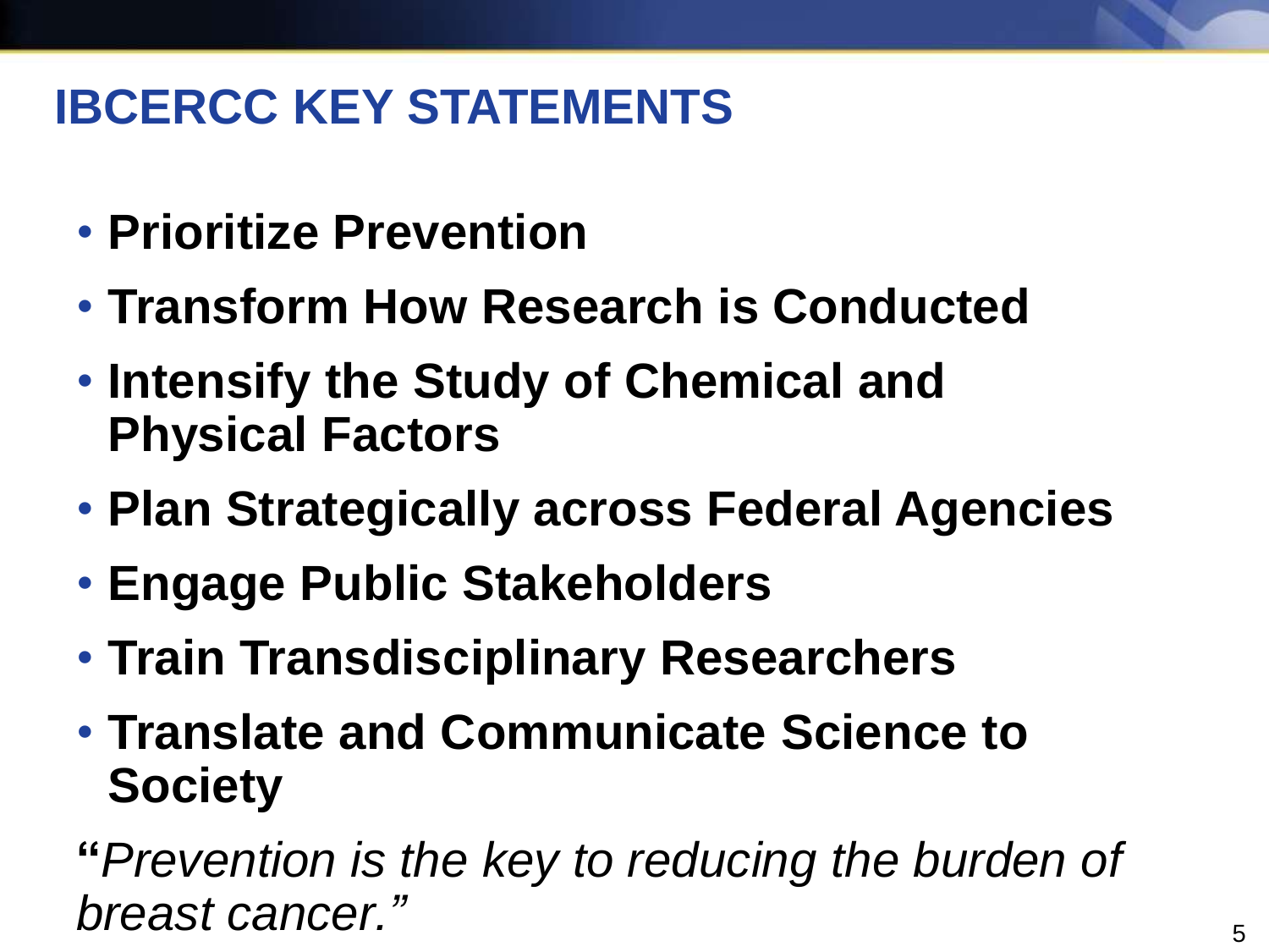# IBCERCC KEY STATEMENTS

- **Prioritize Prevention**
- **Transform How Research is Conducted**
- **Intensify the Study of Chemical and Physical Factors**
- **Plan Strategically across Federal Agencies**
- **Engage Public Stakeholders**
- **Train Transdisciplinary Researchers**
- **Translate and Communicate Science to Society**

**"***Prevention is the key to reducing the burden of breast cancer."*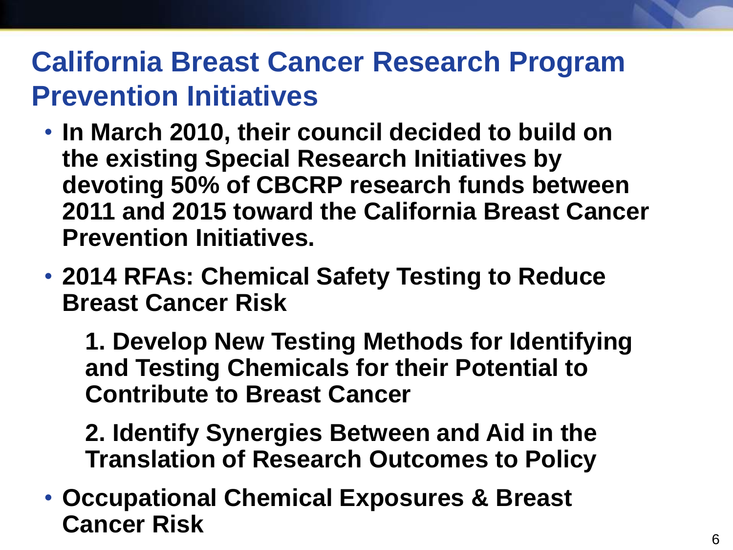# California Breast Cancer Research Program Prevention Initiatives

- **In March 2010, their council decided to build on the existing Special Research Initiatives by devoting 50% of CBCRP research funds between 2011 and 2015 toward the California Breast Cancer Prevention Initiatives.**
- **2014 RFAs: Chemical Safety Testing to Reduce Breast Cancer Risk**

  **1. Develop New Testing Methods for Identifying and Testing Chemicals for their Potential to Contribute to Breast Cancer**

  **2. Identify Synergies Between and Aid in the Translation of Research Outcomes to Policy**

- **Occupational Chemical Exposures & Breast Cancer Risk**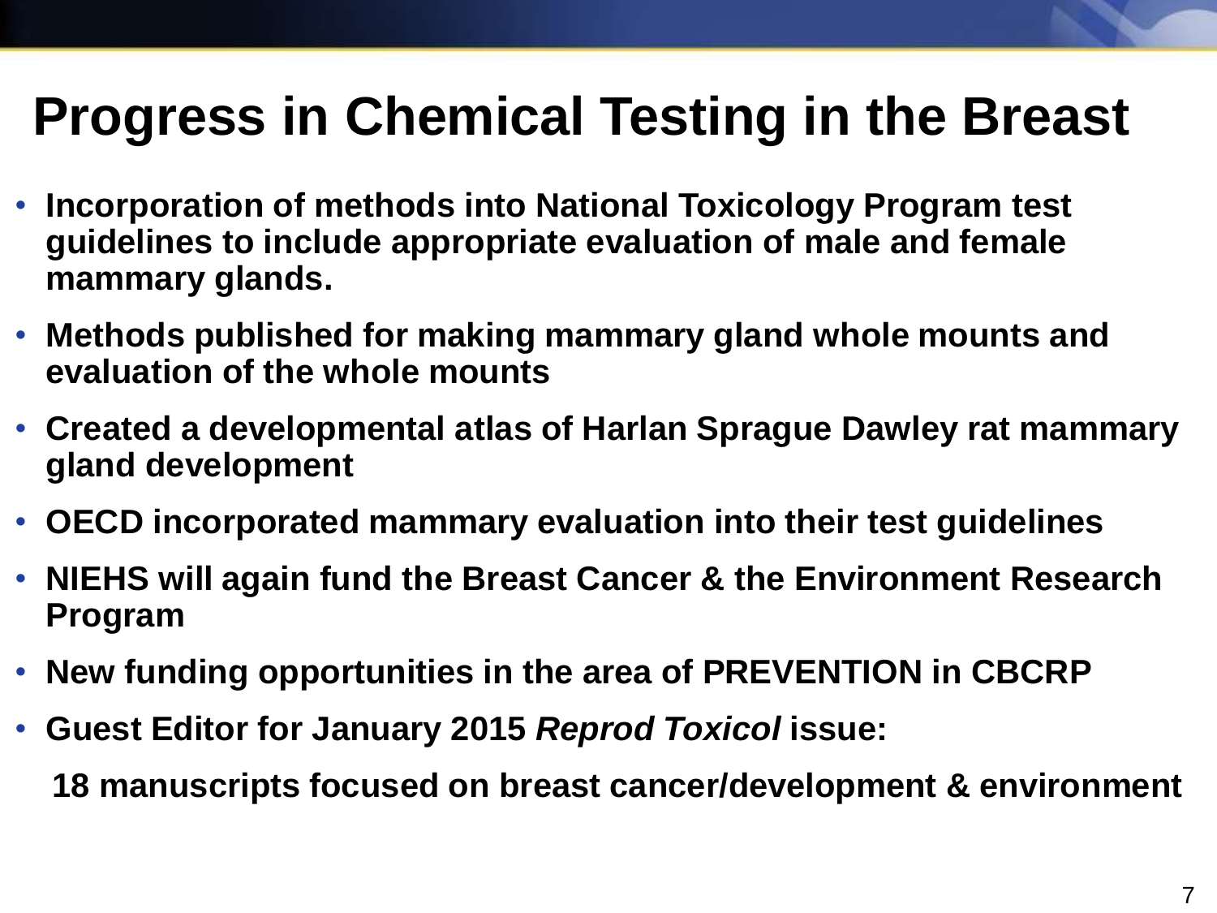# Progress in Chemical Testing in the Breast

- **Incorporation of methods into National Toxicology Program test guidelines to include appropriate evaluation of male and female mammary glands.**
- **Methods published for making mammary gland whole mounts and evaluation of the whole mounts**
- **Created a developmental atlas of Harlan Sprague Dawley rat mammary gland development**
- **OECD incorporated mammary evaluation into their test guidelines**
- **NIEHS will again fund the Breast Cancer & the Environment Research Program**
- **New funding opportunities in the area of PREVENTION in CBCRP**
- **Guest Editor for January 2015 *Reprod Toxicol* issue:**

  **18 manuscripts focused on breast cancer/development & environment**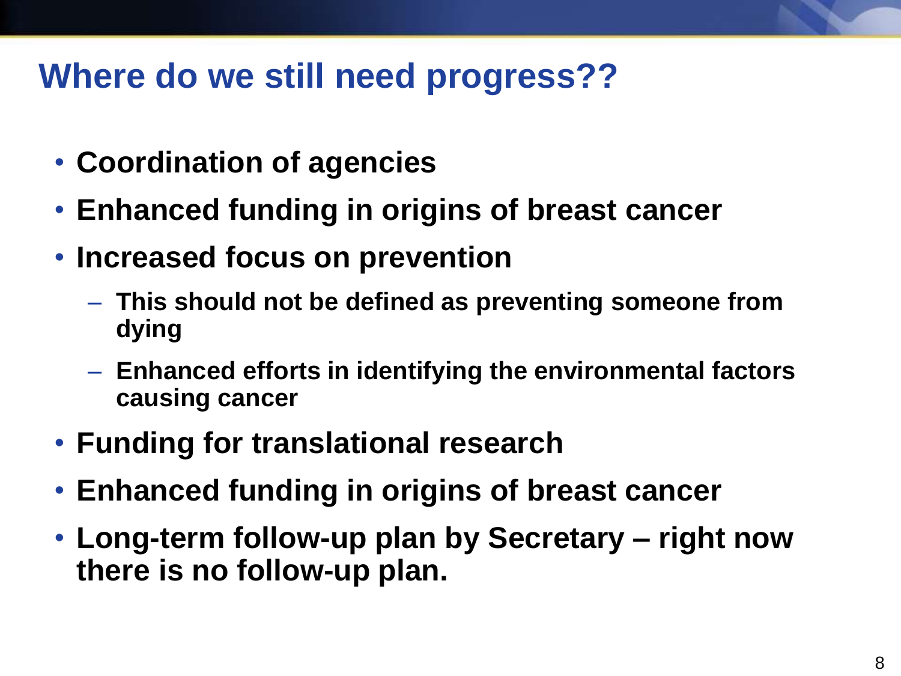# Where do we still need progress??

- **Coordination of agencies**
- **Enhanced funding in origins of breast cancer**
- **Increased focus on prevention**
  - **This should not be defined as preventing someone from dying**
  - **Enhanced efforts in identifying the environmental factors causing cancer**
- **Funding for translational research**
- **Enhanced funding in origins of breast cancer**
- **Long-term follow-up plan by Secretary – right now there is no follow-up plan.**